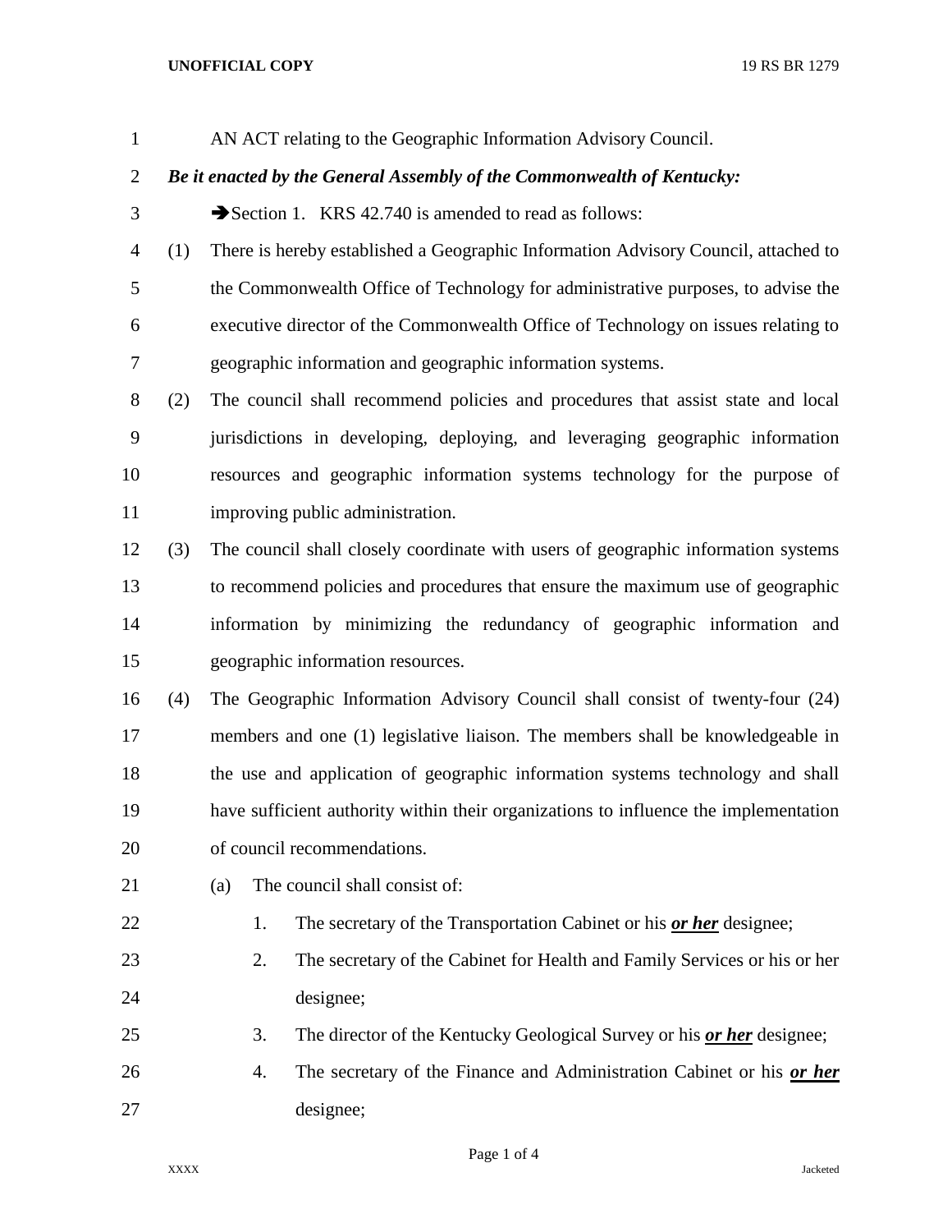AN ACT relating to the Geographic Information Advisory Council.

***Be it enacted by the General Assembly of the Commonwealth of Kentucky:***

➔Section 1. KRS 42.740 is amended to read as follows:

(1) There is hereby established a Geographic Information Advisory Council, attached to the Commonwealth Office of Technology for administrative purposes, to advise the executive director of the Commonwealth Office of Technology on issues relating to geographic information and geographic information systems.

(2) The council shall recommend policies and procedures that assist state and local jurisdictions in developing, deploying, and leveraging geographic information resources and geographic information systems technology for the purpose of improving public administration.

(3) The council shall closely coordinate with users of geographic information systems to recommend policies and procedures that ensure the maximum use of geographic information by minimizing the redundancy of geographic information and geographic information resources.

(4) The Geographic Information Advisory Council shall consist of twenty-four (24) members and one (1) legislative liaison. The members shall be knowledgeable in the use and application of geographic information systems technology and shall have sufficient authority within their organizations to influence the implementation of council recommendations.

(a) The council shall consist of:

1. The secretary of the Transportation Cabinet or his ***or her*** designee;
2. The secretary of the Cabinet for Health and Family Services or his or her designee;
3. The director of the Kentucky Geological Survey or his ***or her*** designee;
4. The secretary of the Finance and Administration Cabinet or his ***or her*** designee;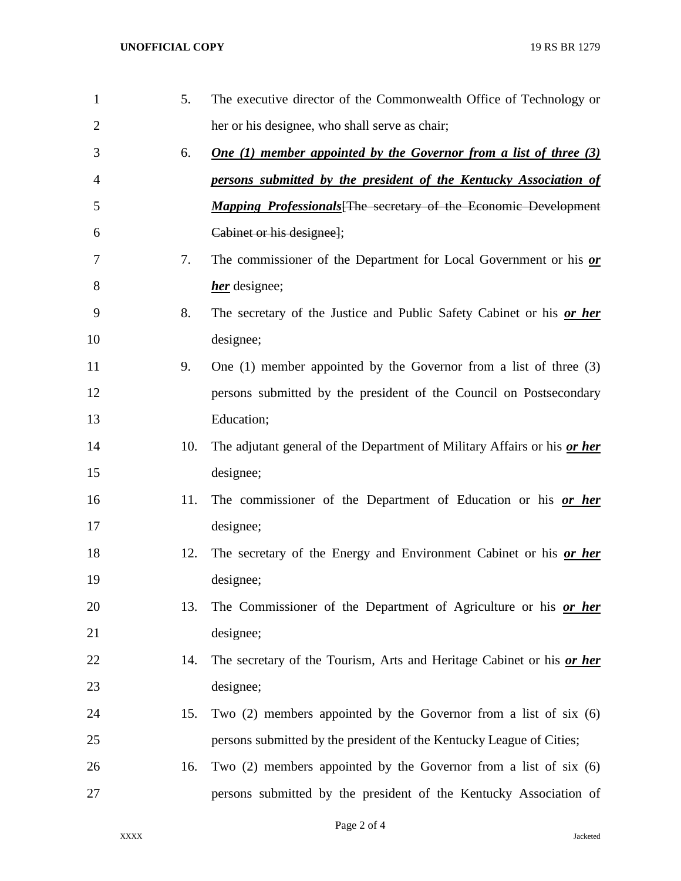5. The executive director of the Commonwealth Office of Technology or her or his designee, who shall serve as chair;

6. ***One (1) member appointed by the Governor from a list of three (3) persons submitted by the president of the Kentucky Association of Mapping Professionals***~~[The secretary of the Economic Development Cabinet or his designee]~~;

7. The commissioner of the Department for Local Government or his ***or her*** designee;

8. The secretary of the Justice and Public Safety Cabinet or his ***or her*** designee;

9. One (1) member appointed by the Governor from a list of three (3) persons submitted by the president of the Council on Postsecondary Education;

10. The adjutant general of the Department of Military Affairs or his ***or her*** designee;

11. The commissioner of the Department of Education or his ***or her*** designee;

12. The secretary of the Energy and Environment Cabinet or his ***or her*** designee;

13. The Commissioner of the Department of Agriculture or his ***or her*** designee;

14. The secretary of the Tourism, Arts and Heritage Cabinet or his ***or her*** designee;

15. Two (2) members appointed by the Governor from a list of six (6) persons submitted by the president of the Kentucky League of Cities;

16. Two (2) members appointed by the Governor from a list of six (6) persons submitted by the president of the Kentucky Association of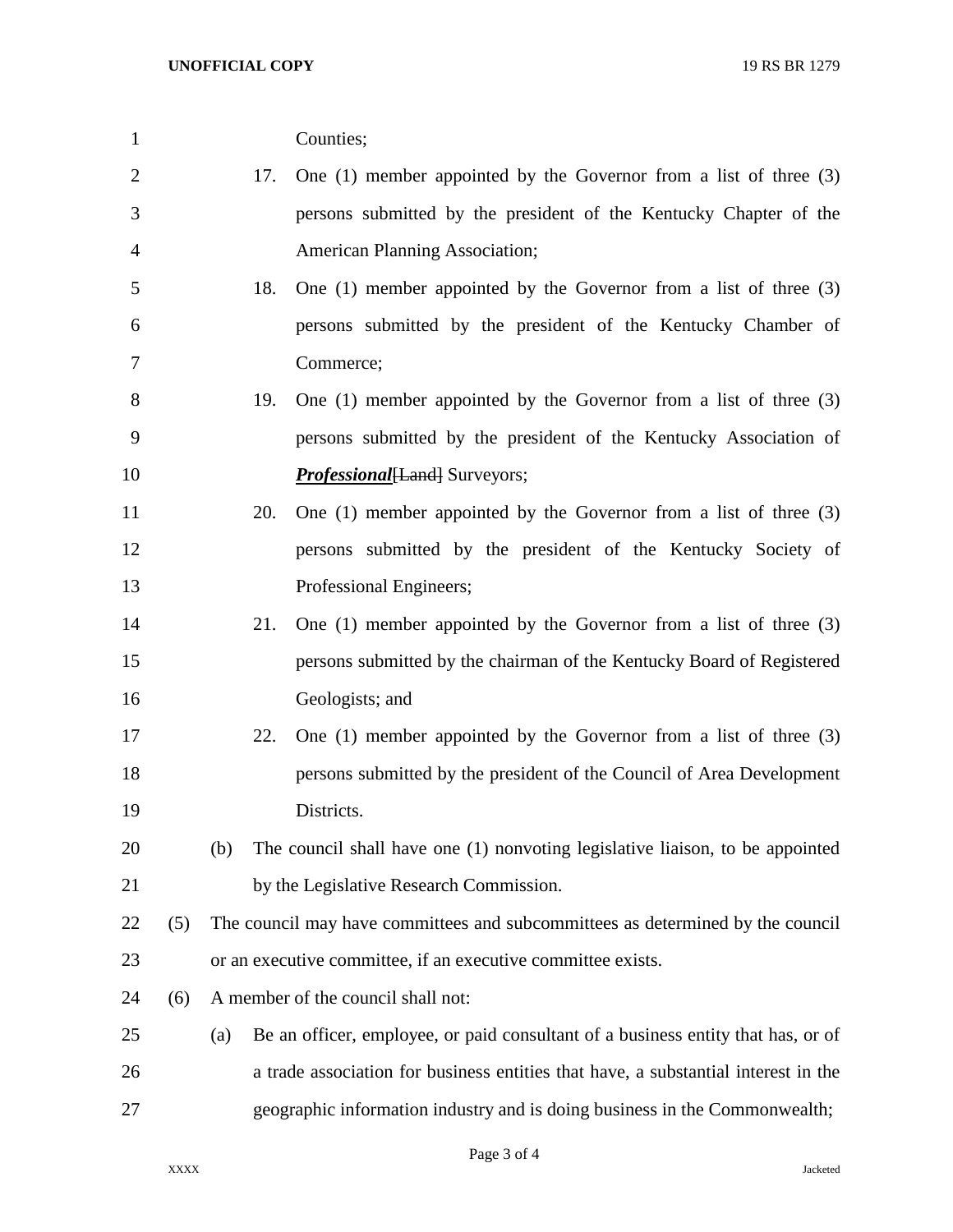Counties;

17. One (1) member appointed by the Governor from a list of three (3) persons submitted by the president of the Kentucky Chapter of the American Planning Association;

18. One (1) member appointed by the Governor from a list of three (3) persons submitted by the president of the Kentucky Chamber of Commerce;

19. One (1) member appointed by the Governor from a list of three (3) persons submitted by the president of the Kentucky Association of ***Professional***~~[Land]~~ Surveyors;

20. One (1) member appointed by the Governor from a list of three (3) persons submitted by the president of the Kentucky Society of Professional Engineers;

21. One (1) member appointed by the Governor from a list of three (3) persons submitted by the chairman of the Kentucky Board of Registered Geologists; and

22. One (1) member appointed by the Governor from a list of three (3) persons submitted by the president of the Council of Area Development Districts.

(b) The council shall have one (1) nonvoting legislative liaison, to be appointed by the Legislative Research Commission.

(5) The council may have committees and subcommittees as determined by the council or an executive committee, if an executive committee exists.

(6) A member of the council shall not:

(a) Be an officer, employee, or paid consultant of a business entity that has, or of a trade association for business entities that have, a substantial interest in the geographic information industry and is doing business in the Commonwealth;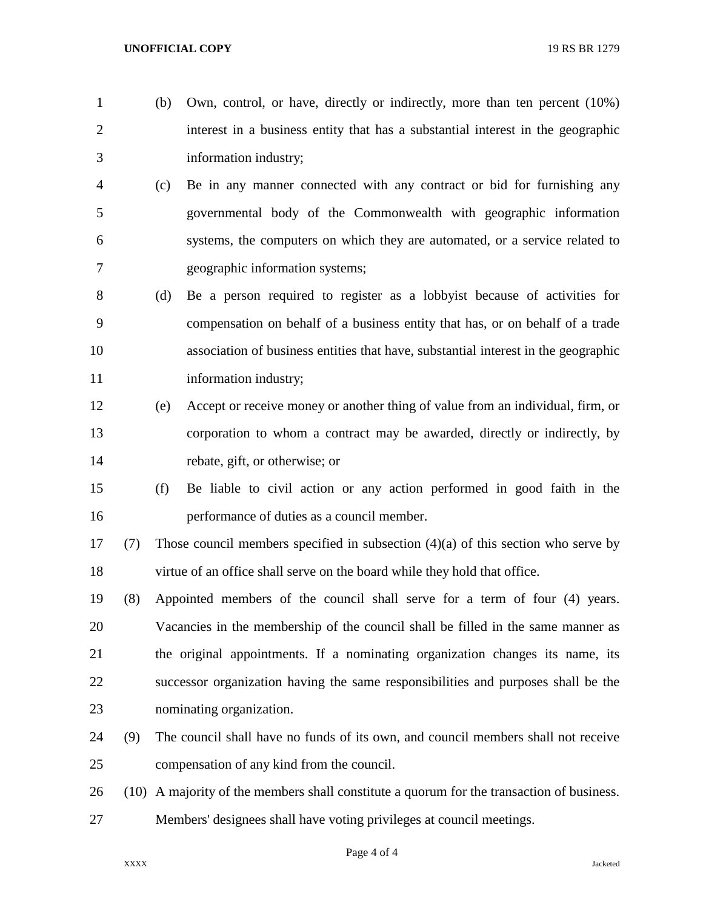(b) Own, control, or have, directly or indirectly, more than ten percent (10%) interest in a business entity that has a substantial interest in the geographic information industry;

(c) Be in any manner connected with any contract or bid for furnishing any governmental body of the Commonwealth with geographic information systems, the computers on which they are automated, or a service related to geographic information systems;

(d) Be a person required to register as a lobbyist because of activities for compensation on behalf of a business entity that has, or on behalf of a trade association of business entities that have, substantial interest in the geographic information industry;

(e) Accept or receive money or another thing of value from an individual, firm, or corporation to whom a contract may be awarded, directly or indirectly, by rebate, gift, or otherwise; or

(f) Be liable to civil action or any action performed in good faith in the performance of duties as a council member.

(7) Those council members specified in subsection (4)(a) of this section who serve by virtue of an office shall serve on the board while they hold that office.

(8) Appointed members of the council shall serve for a term of four (4) years. Vacancies in the membership of the council shall be filled in the same manner as the original appointments. If a nominating organization changes its name, its successor organization having the same responsibilities and purposes shall be the nominating organization.

(9) The council shall have no funds of its own, and council members shall not receive compensation of any kind from the council.

(10) A majority of the members shall constitute a quorum for the transaction of business. Members' designees shall have voting privileges at council meetings.